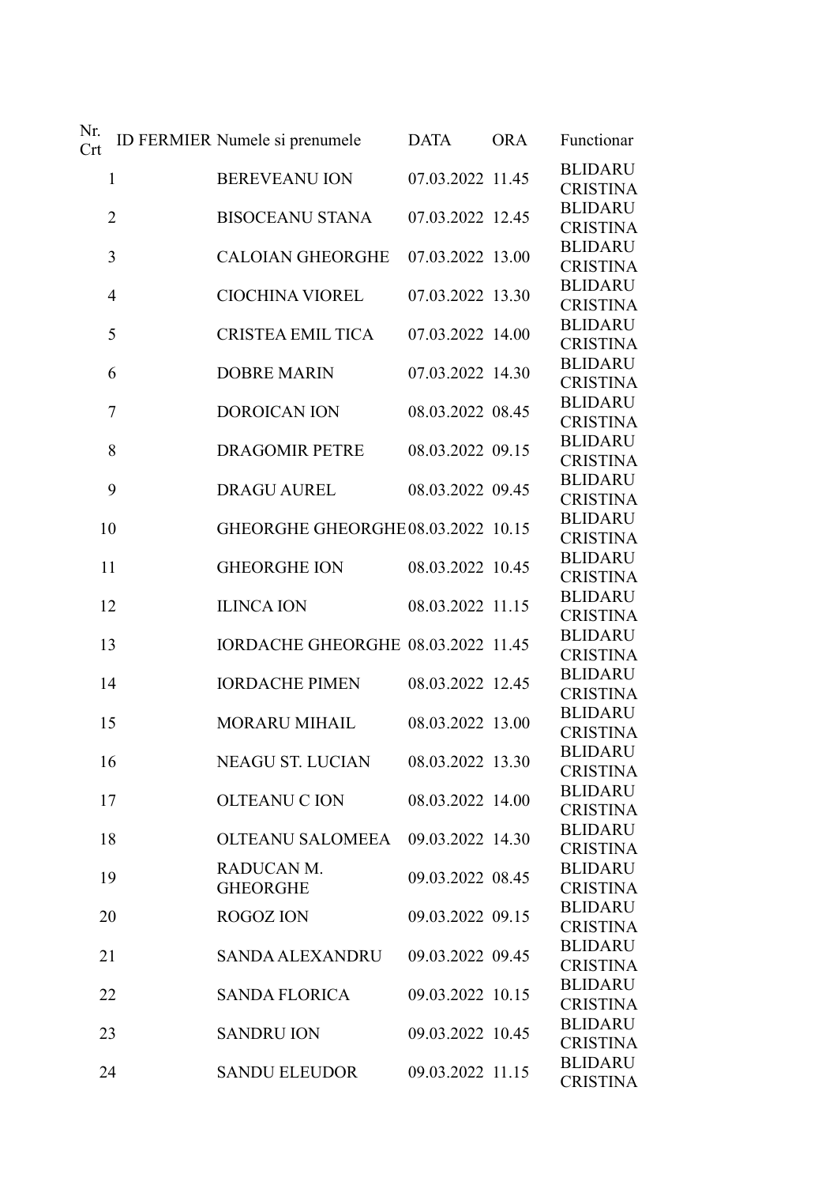| Nr. Crt | ID FERMIER | Numele si prenumele | DATA | ORA | Functionar |
|---|---|---|---|---|---|
| 1 | | BEREVEANU ION | 07.03.2022 | 11.45 | BLIDARU CRISTINA |
| 2 | | BISOCEANU STANA | 07.03.2022 | 12.45 | BLIDARU CRISTINA |
| 3 | | CALOIAN GHEORGHE | 07.03.2022 | 13.00 | BLIDARU CRISTINA |
| 4 | | CIOCHINA VIOREL | 07.03.2022 | 13.30 | BLIDARU CRISTINA |
| 5 | | CRISTEA EMIL TICA | 07.03.2022 | 14.00 | BLIDARU CRISTINA |
| 6 | | DOBRE MARIN | 07.03.2022 | 14.30 | BLIDARU CRISTINA |
| 7 | | DOROICAN ION | 08.03.2022 | 08.45 | BLIDARU CRISTINA |
| 8 | | DRAGOMIR PETRE | 08.03.2022 | 09.15 | BLIDARU CRISTINA |
| 9 | | DRAGU AUREL | 08.03.2022 | 09.45 | BLIDARU CRISTINA |
| 10 | | GHEORGHE GHEORGHE | 08.03.2022 | 10.15 | BLIDARU CRISTINA |
| 11 | | GHEORGHE ION | 08.03.2022 | 10.45 | BLIDARU CRISTINA |
| 12 | | ILINCA ION | 08.03.2022 | 11.15 | BLIDARU CRISTINA |
| 13 | | IORDACHE GHEORGHE | 08.03.2022 | 11.45 | BLIDARU CRISTINA |
| 14 | | IORDACHE PIMEN | 08.03.2022 | 12.45 | BLIDARU CRISTINA |
| 15 | | MORARU MIHAIL | 08.03.2022 | 13.00 | BLIDARU CRISTINA |
| 16 | | NEAGU ST. LUCIAN | 08.03.2022 | 13.30 | BLIDARU CRISTINA |
| 17 | | OLTEANU C ION | 08.03.2022 | 14.00 | BLIDARU CRISTINA |
| 18 | | OLTEANU SALOMEEA | 09.03.2022 | 14.30 | BLIDARU CRISTINA |
| 19 | | RADUCAN M. GHEORGHE | 09.03.2022 | 08.45 | BLIDARU CRISTINA |
| 20 | | ROGOZ ION | 09.03.2022 | 09.15 | BLIDARU CRISTINA |
| 21 | | SANDA ALEXANDRU | 09.03.2022 | 09.45 | BLIDARU CRISTINA |
| 22 | | SANDA FLORICA | 09.03.2022 | 10.15 | BLIDARU CRISTINA |
| 23 | | SANDRU ION | 09.03.2022 | 10.45 | BLIDARU CRISTINA |
| 24 | | SANDU ELEUDOR | 09.03.2022 | 11.15 | BLIDARU CRISTINA |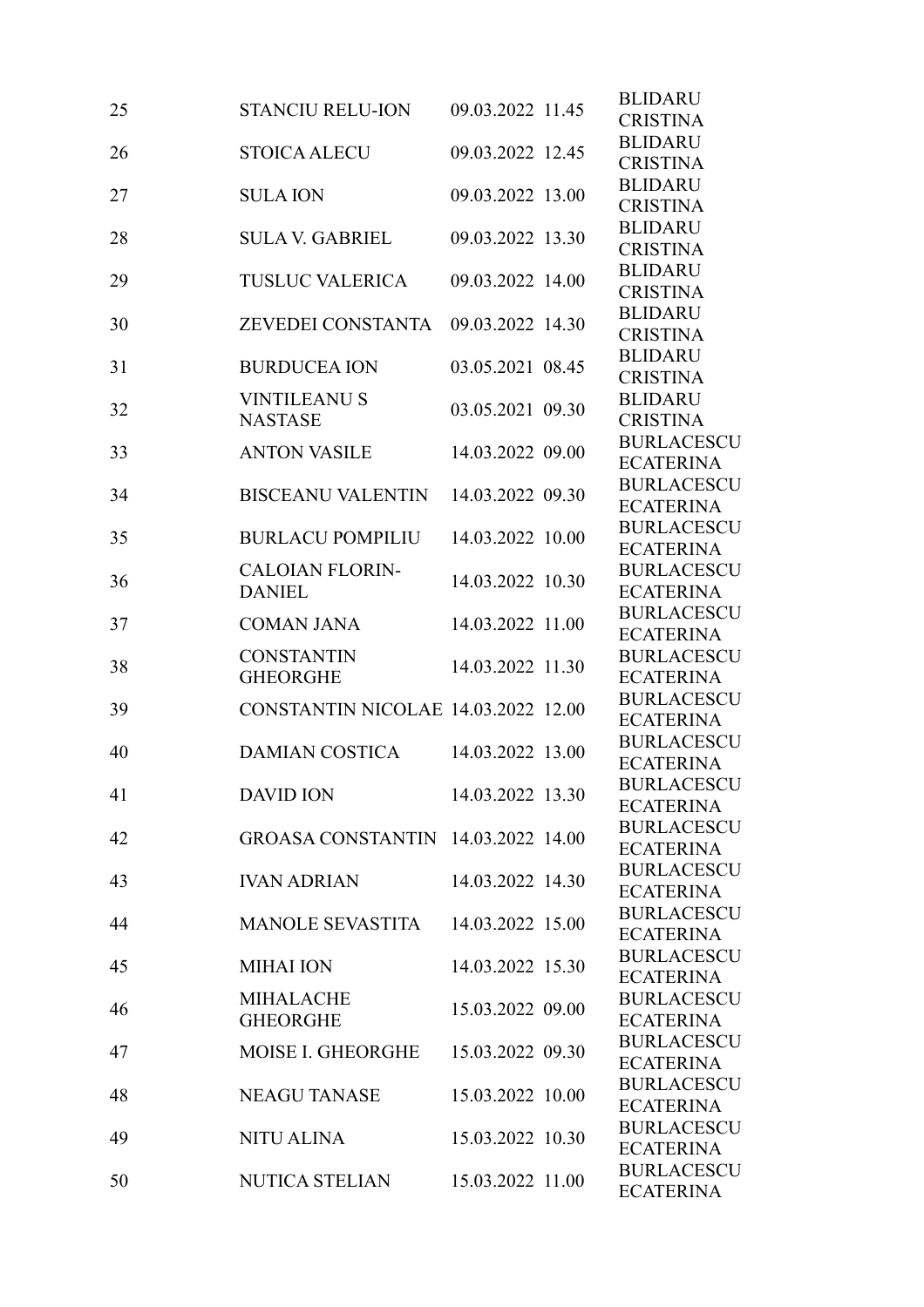| 25 | STANCIU RELU-ION | 09.03.2022 11.45 | BLIDARU CRISTINA |
|---|---|---|---|
| 26 | STOICA ALECU | 09.03.2022 12.45 | BLIDARU CRISTINA |
| 27 | SULA ION | 09.03.2022 13.00 | BLIDARU CRISTINA |
| 28 | SULA V. GABRIEL | 09.03.2022 13.30 | BLIDARU CRISTINA |
| 29 | TUSLUC VALERICA | 09.03.2022 14.00 | BLIDARU CRISTINA |
| 30 | ZEVEDEI CONSTANTA | 09.03.2022 14.30 | BLIDARU CRISTINA |
| 31 | BURDUCEA ION | 03.05.2021 08.45 | BLIDARU CRISTINA |
| 32 | VINTILEANU S NASTASE | 03.05.2021 09.30 | BLIDARU CRISTINA |
| 33 | ANTON VASILE | 14.03.2022 09.00 | BURLACESCU ECATERINA |
| 34 | BISCEANU VALENTIN | 14.03.2022 09.30 | BURLACESCU ECATERINA |
| 35 | BURLACU POMPILIU | 14.03.2022 10.00 | BURLACESCU ECATERINA |
| 36 | CALOIAN FLORIN-DANIEL | 14.03.2022 10.30 | BURLACESCU ECATERINA |
| 37 | COMAN JANA | 14.03.2022 11.00 | BURLACESCU ECATERINA |
| 38 | CONSTANTIN GHEORGHE | 14.03.2022 11.30 | BURLACESCU ECATERINA |
| 39 | CONSTANTIN NICOLAE | 14.03.2022 12.00 | BURLACESCU ECATERINA |
| 40 | DAMIAN COSTICA | 14.03.2022 13.00 | BURLACESCU ECATERINA |
| 41 | DAVID ION | 14.03.2022 13.30 | BURLACESCU ECATERINA |
| 42 | GROASA CONSTANTIN | 14.03.2022 14.00 | BURLACESCU ECATERINA |
| 43 | IVAN ADRIAN | 14.03.2022 14.30 | BURLACESCU ECATERINA |
| 44 | MANOLE SEVASTITA | 14.03.2022 15.00 | BURLACESCU ECATERINA |
| 45 | MIHAI ION | 14.03.2022 15.30 | BURLACESCU ECATERINA |
| 46 | MIHALACHE GHEORGHE | 15.03.2022 09.00 | BURLACESCU ECATERINA |
| 47 | MOISE I. GHEORGHE | 15.03.2022 09.30 | BURLACESCU ECATERINA |
| 48 | NEAGU TANASE | 15.03.2022 10.00 | BURLACESCU ECATERINA |
| 49 | NITU ALINA | 15.03.2022 10.30 | BURLACESCU ECATERINA |
| 50 | NUTICA STELIAN | 15.03.2022 11.00 | BURLACESCU ECATERINA |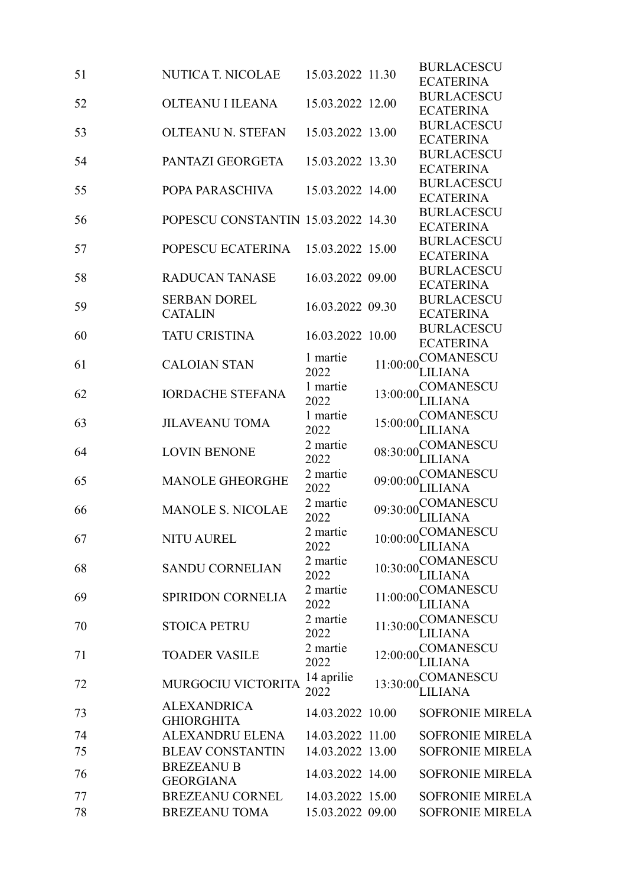| | | | | |
|---|---|---|---|---|
| 51 | NUTICA T. NICOLAE | 15.03.2022 | 11.30 | BURLACESCU ECATERINA |
| 52 | OLTEANU I ILEANA | 15.03.2022 | 12.00 | BURLACESCU ECATERINA |
| 53 | OLTEANU N. STEFAN | 15.03.2022 | 13.00 | BURLACESCU ECATERINA |
| 54 | PANTAZI GEORGETA | 15.03.2022 | 13.30 | BURLACESCU ECATERINA |
| 55 | POPA PARASCHIVA | 15.03.2022 | 14.00 | BURLACESCU ECATERINA |
| 56 | POPESCU CONSTANTIN | 15.03.2022 | 14.30 | BURLACESCU ECATERINA |
| 57 | POPESCU ECATERINA | 15.03.2022 | 15.00 | BURLACESCU ECATERINA |
| 58 | RADUCAN TANASE | 16.03.2022 | 09.00 | BURLACESCU ECATERINA |
| 59 | SERBAN DOREL CATALIN | 16.03.2022 | 09.30 | BURLACESCU ECATERINA |
| 60 | TATU CRISTINA | 16.03.2022 | 10.00 | BURLACESCU ECATERINA |
| 61 | CALOIAN STAN | 1 martie 2022 | 11:00:00 | COMANESCU LILIANA |
| 62 | IORDACHE STEFANA | 1 martie 2022 | 13:00:00 | COMANESCU LILIANA |
| 63 | JILAVEANU TOMA | 1 martie 2022 | 15:00:00 | COMANESCU LILIANA |
| 64 | LOVIN BENONE | 2 martie 2022 | 08:30:00 | COMANESCU LILIANA |
| 65 | MANOLE GHEORGHE | 2 martie 2022 | 09:00:00 | COMANESCU LILIANA |
| 66 | MANOLE S. NICOLAE | 2 martie 2022 | 09:30:00 | COMANESCU LILIANA |
| 67 | NITU AUREL | 2 martie 2022 | 10:00:00 | COMANESCU LILIANA |
| 68 | SANDU CORNELIAN | 2 martie 2022 | 10:30:00 | COMANESCU LILIANA |
| 69 | SPIRIDON CORNELIA | 2 martie 2022 | 11:00:00 | COMANESCU LILIANA |
| 70 | STOICA PETRU | 2 martie 2022 | 11:30:00 | COMANESCU LILIANA |
| 71 | TOADER VASILE | 2 martie 2022 | 12:00:00 | COMANESCU LILIANA |
| 72 | MURGOCIU VICTORITA | 14 aprilie 2022 | 13:30:00 | COMANESCU LILIANA |
| 73 | ALEXANDRICA GHIORGHITA | 14.03.2022 | 10.00 | SOFRONIE MIRELA |
| 74 | ALEXANDRU ELENA | 14.03.2022 | 11.00 | SOFRONIE MIRELA |
| 75 | BLEAV CONSTANTIN | 14.03.2022 | 13.00 | SOFRONIE MIRELA |
| 76 | BREZEANU B GEORGIANA | 14.03.2022 | 14.00 | SOFRONIE MIRELA |
| 77 | BREZEANU CORNEL | 14.03.2022 | 15.00 | SOFRONIE MIRELA |
| 78 | BREZEANU TOMA | 15.03.2022 | 09.00 | SOFRONIE MIRELA |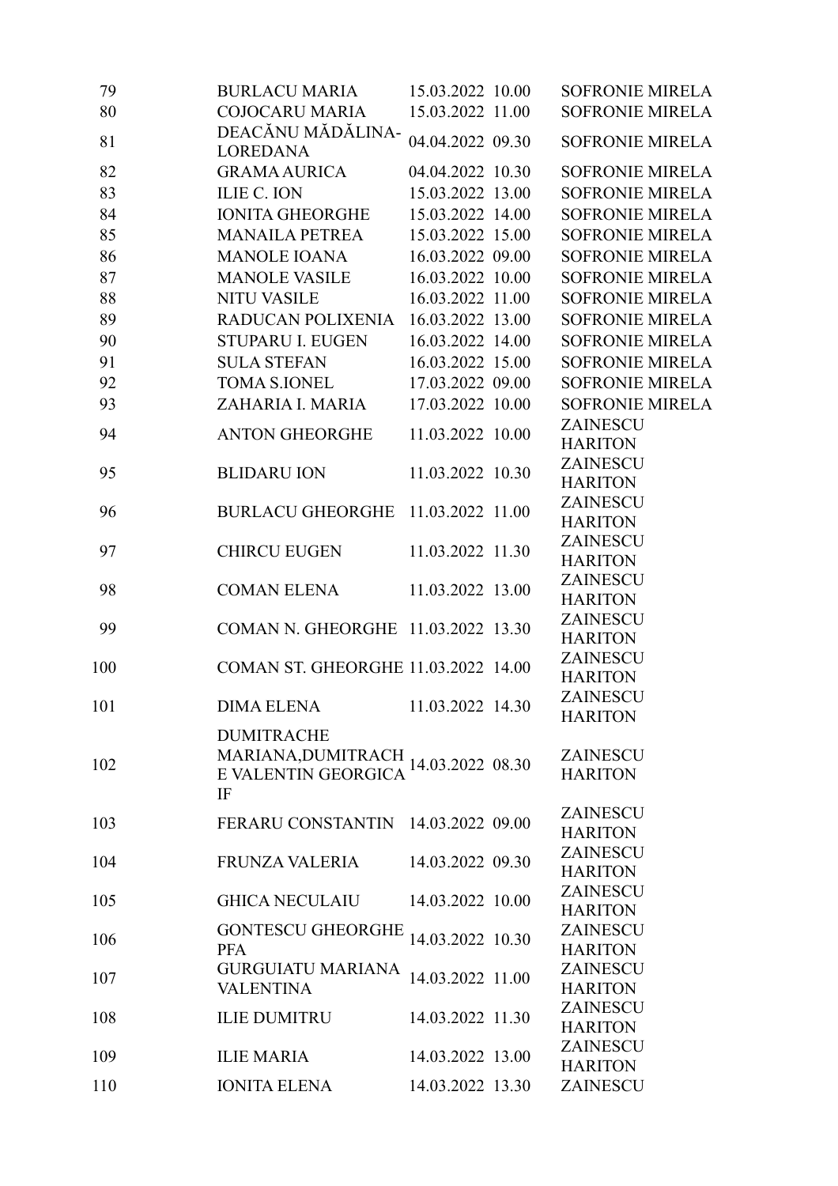| | | | | |
|---|---|---|---|---|
| 79 | BURLACU MARIA | 15.03.2022 | 10.00 | SOFRONIE MIRELA |
| 80 | COJOCARU MARIA | 15.03.2022 | 11.00 | SOFRONIE MIRELA |
| 81 | DEACĂNU MĂDĂLINA-LOREDANA | 04.04.2022 | 09.30 | SOFRONIE MIRELA |
| 82 | GRAMA AURICA | 04.04.2022 | 10.30 | SOFRONIE MIRELA |
| 83 | ILIE C. ION | 15.03.2022 | 13.00 | SOFRONIE MIRELA |
| 84 | IONITA GHEORGHE | 15.03.2022 | 14.00 | SOFRONIE MIRELA |
| 85 | MANAILA PETREA | 15.03.2022 | 15.00 | SOFRONIE MIRELA |
| 86 | MANOLE IOANA | 16.03.2022 | 09.00 | SOFRONIE MIRELA |
| 87 | MANOLE VASILE | 16.03.2022 | 10.00 | SOFRONIE MIRELA |
| 88 | NITU VASILE | 16.03.2022 | 11.00 | SOFRONIE MIRELA |
| 89 | RADUCAN POLIXENIA | 16.03.2022 | 13.00 | SOFRONIE MIRELA |
| 90 | STUPARU I. EUGEN | 16.03.2022 | 14.00 | SOFRONIE MIRELA |
| 91 | SULA STEFAN | 16.03.2022 | 15.00 | SOFRONIE MIRELA |
| 92 | TOMA S.IONEL | 17.03.2022 | 09.00 | SOFRONIE MIRELA |
| 93 | ZAHARIA I. MARIA | 17.03.2022 | 10.00 | SOFRONIE MIRELA |
| 94 | ANTON GHEORGHE | 11.03.2022 | 10.00 | ZAINESCU HARITON |
| 95 | BLIDARU ION | 11.03.2022 | 10.30 | ZAINESCU HARITON |
| 96 | BURLACU GHEORGHE | 11.03.2022 | 11.00 | ZAINESCU HARITON |
| 97 | CHIRCU EUGEN | 11.03.2022 | 11.30 | ZAINESCU HARITON |
| 98 | COMAN ELENA | 11.03.2022 | 13.00 | ZAINESCU HARITON |
| 99 | COMAN N. GHEORGHE | 11.03.2022 | 13.30 | ZAINESCU HARITON |
| 100 | COMAN ST. GHEORGHE | 11.03.2022 | 14.00 | ZAINESCU HARITON |
| 101 | DIMA ELENA | 11.03.2022 | 14.30 | ZAINESCU HARITON |
| 102 | DUMITRACHE MARIANA,DUMITRACHE VALENTIN GEORGICA IF | 14.03.2022 | 08.30 | ZAINESCU HARITON |
| 103 | FERARU CONSTANTIN | 14.03.2022 | 09.00 | ZAINESCU HARITON |
| 104 | FRUNZA VALERIA | 14.03.2022 | 09.30 | ZAINESCU HARITON |
| 105 | GHICA NECULAIU | 14.03.2022 | 10.00 | ZAINESCU HARITON |
| 106 | GONTESCU GHEORGHE PFA | 14.03.2022 | 10.30 | ZAINESCU HARITON |
| 107 | GURGUIATU MARIANA VALENTINA | 14.03.2022 | 11.00 | ZAINESCU HARITON |
| 108 | ILIE DUMITRU | 14.03.2022 | 11.30 | ZAINESCU HARITON |
| 109 | ILIE MARIA | 14.03.2022 | 13.00 | ZAINESCU HARITON |
| 110 | IONITA ELENA | 14.03.2022 | 13.30 | ZAINESCU |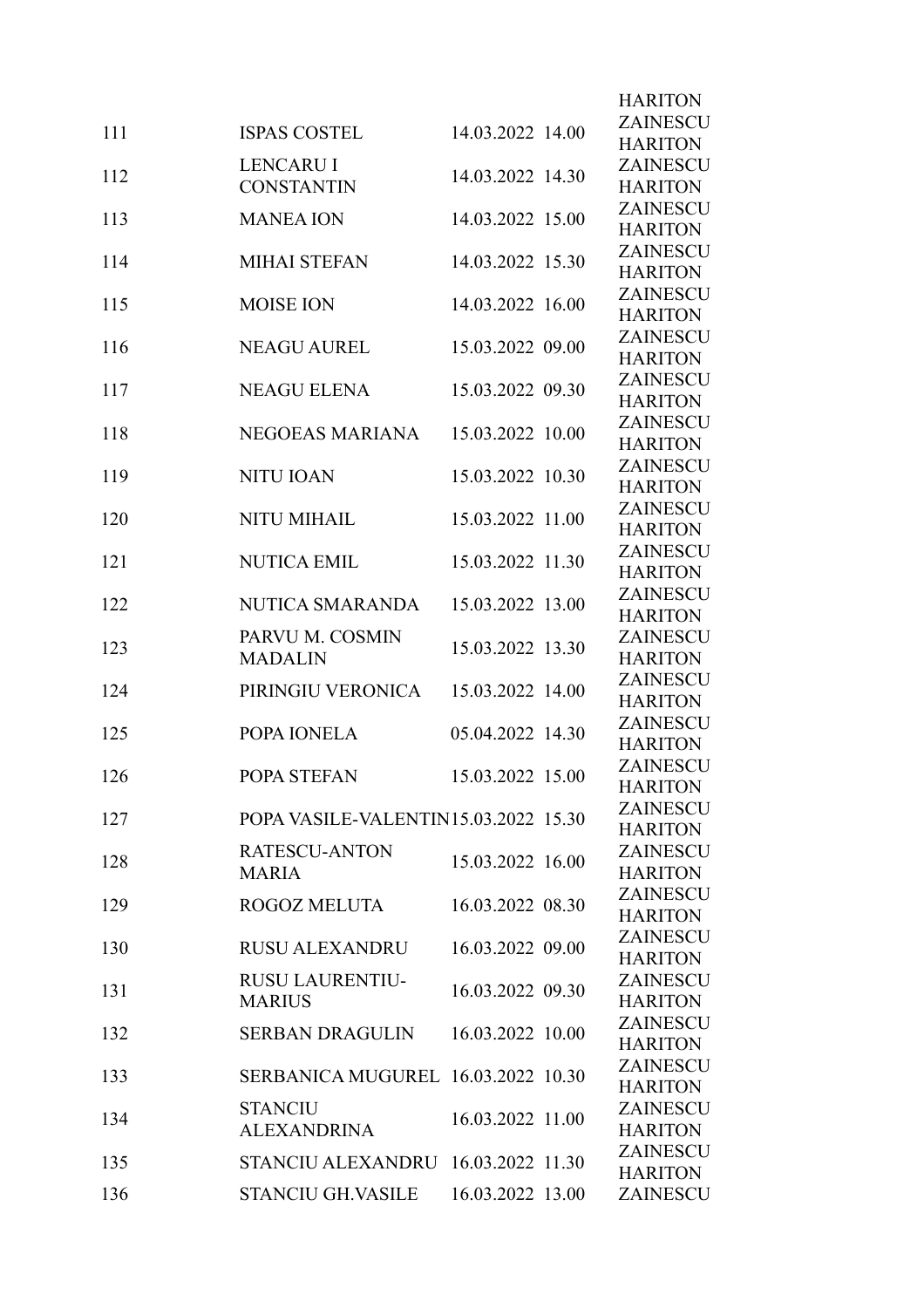| | | | |
|---|---|---|---|
| | | | HARITON |
| 111 | ISPAS COSTEL | 14.03.2022 14.00 | ZAINESCU HARITON |
| 112 | LENCARU I CONSTANTIN | 14.03.2022 14.30 | ZAINESCU HARITON |
| 113 | MANEA ION | 14.03.2022 15.00 | ZAINESCU HARITON |
| 114 | MIHAI STEFAN | 14.03.2022 15.30 | ZAINESCU HARITON |
| 115 | MOISE ION | 14.03.2022 16.00 | ZAINESCU HARITON |
| 116 | NEAGU AUREL | 15.03.2022 09.00 | ZAINESCU HARITON |
| 117 | NEAGU ELENA | 15.03.2022 09.30 | ZAINESCU HARITON |
| 118 | NEGOEAS MARIANA | 15.03.2022 10.00 | ZAINESCU HARITON |
| 119 | NITU IOAN | 15.03.2022 10.30 | ZAINESCU HARITON |
| 120 | NITU MIHAIL | 15.03.2022 11.00 | ZAINESCU HARITON |
| 121 | NUTICA EMIL | 15.03.2022 11.30 | ZAINESCU HARITON |
| 122 | NUTICA SMARANDA | 15.03.2022 13.00 | ZAINESCU HARITON |
| 123 | PARVU M. COSMIN MADALIN | 15.03.2022 13.30 | ZAINESCU HARITON |
| 124 | PIRINGIU VERONICA | 15.03.2022 14.00 | ZAINESCU HARITON |
| 125 | POPA IONELA | 05.04.2022 14.30 | ZAINESCU HARITON |
| 126 | POPA STEFAN | 15.03.2022 15.00 | ZAINESCU HARITON |
| 127 | POPA VASILE-VALENTIN | 15.03.2022 15.30 | ZAINESCU HARITON |
| 128 | RATESCU-ANTON MARIA | 15.03.2022 16.00 | ZAINESCU HARITON |
| 129 | ROGOZ MELUTA | 16.03.2022 08.30 | ZAINESCU HARITON |
| 130 | RUSU ALEXANDRU | 16.03.2022 09.00 | ZAINESCU HARITON |
| 131 | RUSU LAURENTIU-MARIUS | 16.03.2022 09.30 | ZAINESCU HARITON |
| 132 | SERBAN DRAGULIN | 16.03.2022 10.00 | ZAINESCU HARITON |
| 133 | SERBANICA MUGUREL | 16.03.2022 10.30 | ZAINESCU HARITON |
| 134 | STANCIU ALEXANDRINA | 16.03.2022 11.00 | ZAINESCU HARITON |
| 135 | STANCIU ALEXANDRU | 16.03.2022 11.30 | ZAINESCU HARITON |
| 136 | STANCIU GH.VASILE | 16.03.2022 13.00 | ZAINESCU |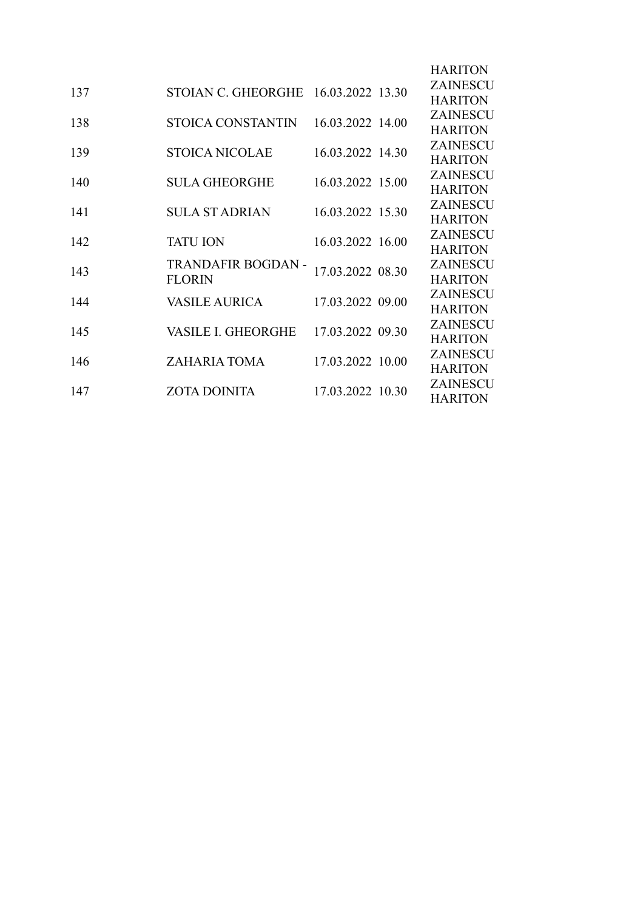| | | | | |
|---|---|---|---|---|
| | | | | HARITON |
| 137 | STOIAN C. GHEORGHE | 16.03.2022 | 13.30 | ZAINESCU HARITON |
| 138 | STOICA CONSTANTIN | 16.03.2022 | 14.00 | ZAINESCU HARITON |
| 139 | STOICA NICOLAE | 16.03.2022 | 14.30 | ZAINESCU HARITON |
| 140 | SULA GHEORGHE | 16.03.2022 | 15.00 | ZAINESCU HARITON |
| 141 | SULA ST ADRIAN | 16.03.2022 | 15.30 | ZAINESCU HARITON |
| 142 | TATU ION | 16.03.2022 | 16.00 | ZAINESCU HARITON |
| 143 | TRANDAFIR BOGDAN - FLORIN | 17.03.2022 | 08.30 | ZAINESCU HARITON |
| 144 | VASILE AURICA | 17.03.2022 | 09.00 | ZAINESCU HARITON |
| 145 | VASILE I. GHEORGHE | 17.03.2022 | 09.30 | ZAINESCU HARITON |
| 146 | ZAHARIA TOMA | 17.03.2022 | 10.00 | ZAINESCU HARITON |
| 147 | ZOTA DOINITA | 17.03.2022 | 10.30 | ZAINESCU HARITON |